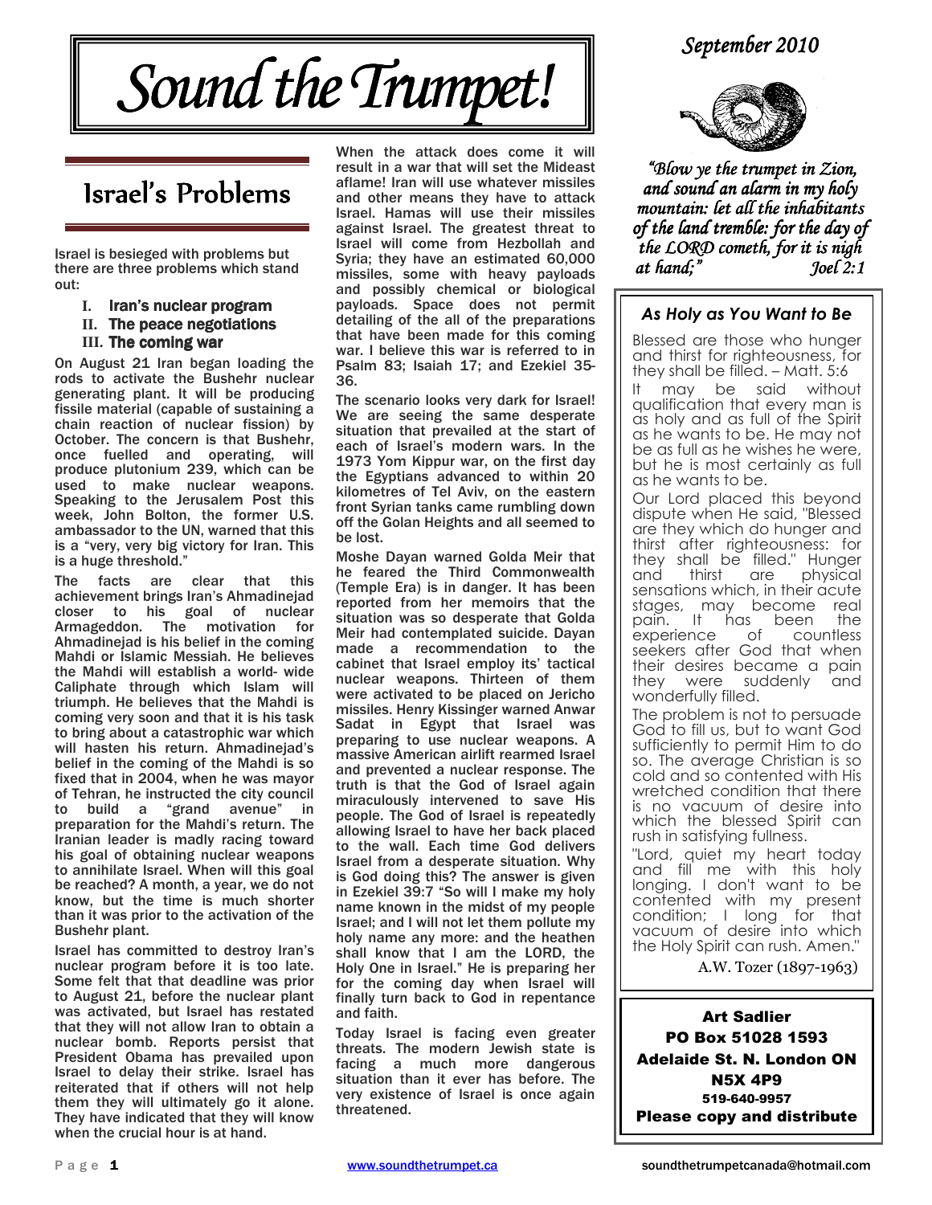# Sound the Trumpet!

*September 2010*

*"Blow ye the trumpet in Zion, and sound an alarm in my holy mountain: let all the inhabitants of the land tremble: for the day of the LORD cometh, for it is nigh at hand;" Joel 2:1*

## Israel's Problems

Israel is besieged with problems but there are three problems which stand out:

I. **Iran's nuclear program**
II. **The peace negotiations**
III. **The coming war**

On August 21 Iran began loading the rods to activate the Bushehr nuclear generating plant. It will be producing fissile material (capable of sustaining a chain reaction of nuclear fission) by October. The concern is that Bushehr, once fuelled and operating, will produce plutonium 239, which can be used to make nuclear weapons. Speaking to the Jerusalem Post this week, John Bolton, the former U.S. ambassador to the UN, warned that this is a "very, very big victory for Iran. This is a huge threshold."

The facts are clear that this achievement brings Iran's Ahmadinejad closer to his goal of nuclear Armageddon. The motivation for Ahmadinejad is his belief in the coming Mahdi or Islamic Messiah. He believes the Mahdi will establish a world- wide Caliphate through which Islam will triumph. He believes that the Mahdi is coming very soon and that it is his task to bring about a catastrophic war which will hasten his return. Ahmadinejad's belief in the coming of the Mahdi is so fixed that in 2004, when he was mayor of Tehran, he instructed the city council to build a "grand avenue" in preparation for the Mahdi's return. The Iranian leader is madly racing toward his goal of obtaining nuclear weapons to annihilate Israel. When will this goal be reached? A month, a year, we do not know, but the time is much shorter than it was prior to the activation of the Bushehr plant.

Israel has committed to destroy Iran's nuclear program before it is too late. Some felt that that deadline was prior to August 21, before the nuclear plant was activated, but Israel has restated that they will not allow Iran to obtain a nuclear bomb. Reports persist that President Obama has prevailed upon Israel to delay their strike. Israel has reiterated that if others will not help them they will ultimately go it alone. They have indicated that they will know when the crucial hour is at hand.

When the attack does come it will result in a war that will set the Mideast aflame! Iran will use whatever missiles and other means they have to attack Israel. Hamas will use their missiles against Israel. The greatest threat to Israel will come from Hezbollah and Syria; they have an estimated 60,000 missiles, some with heavy payloads and possibly chemical or biological payloads. Space does not permit detailing of the all of the preparations that have been made for this coming war. I believe this war is referred to in Psalm 83; Isaiah 17; and Ezekiel 35-36.

The scenario looks very dark for Israel! We are seeing the same desperate situation that prevailed at the start of each of Israel's modern wars. In the 1973 Yom Kippur war, on the first day the Egyptians advanced to within 20 kilometres of Tel Aviv, on the eastern front Syrian tanks came rumbling down off the Golan Heights and all seemed to be lost.

Moshe Dayan warned Golda Meir that he feared the Third Commonwealth (Temple Era) is in danger. It has been reported from her memoirs that the situation was so desperate that Golda Meir had contemplated suicide. Dayan made a recommendation to the cabinet that Israel employ its' tactical nuclear weapons. Thirteen of them were activated to be placed on Jericho missiles. Henry Kissinger warned Anwar Sadat in Egypt that Israel was preparing to use nuclear weapons. A massive American airlift rearmed Israel and prevented a nuclear response. The truth is that the God of Israel again miraculously intervened to save His people. The God of Israel is repeatedly allowing Israel to have her back placed to the wall. Each time God delivers Israel from a desperate situation. Why is God doing this? The answer is given in Ezekiel 39:7 "So will I make my holy name known in the midst of my people Israel; and I will not let them pollute my holy name any more: and the heathen shall know that I am the LORD, the Holy One in Israel." He is preparing her for the coming day when Israel will finally turn back to God in repentance and faith.

Today Israel is facing even greater threats. The modern Jewish state is facing a much more dangerous situation than it ever has before. The very existence of Israel is once again threatened.

### *As Holy as You Want to Be*

Blessed are those who hunger and thirst for righteousness, for they shall be filled. – Matt. 5:6

It may be said without qualification that every man is as holy and as full of the Spirit as he wants to be. He may not be as full as he wishes he were, but he is most certainly as full as he wants to be.

Our Lord placed this beyond dispute when He said, "Blessed are they which do hunger and thirst after righteousness: for they shall be filled." Hunger and thirst are physical sensations which, in their acute stages, may become real pain. It has been the experience of countless seekers after God that when their desires became a pain they were suddenly and wonderfully filled.

The problem is not to persuade God to fill us, but to want God sufficiently to permit Him to do so. The average Christian is so cold and so contented with His wretched condition that there is no vacuum of desire into which the blessed Spirit can rush in satisfying fullness.

"Lord, quiet my heart today and fill me with this holy longing. I don't want to be contented with my present condition; I long for that vacuum of desire into which the Holy Spirit can rush. Amen."

A.W. Tozer (1897-1963)

**Art Sadlier**
**PO Box 51028 1593**
**Adelaide St. N. London ON**
**N5X 4P9**
**519-640-9957**
**Please copy and distribute**

www.soundthetrumpet.ca
soundthetrumpetcanada@hotmail.com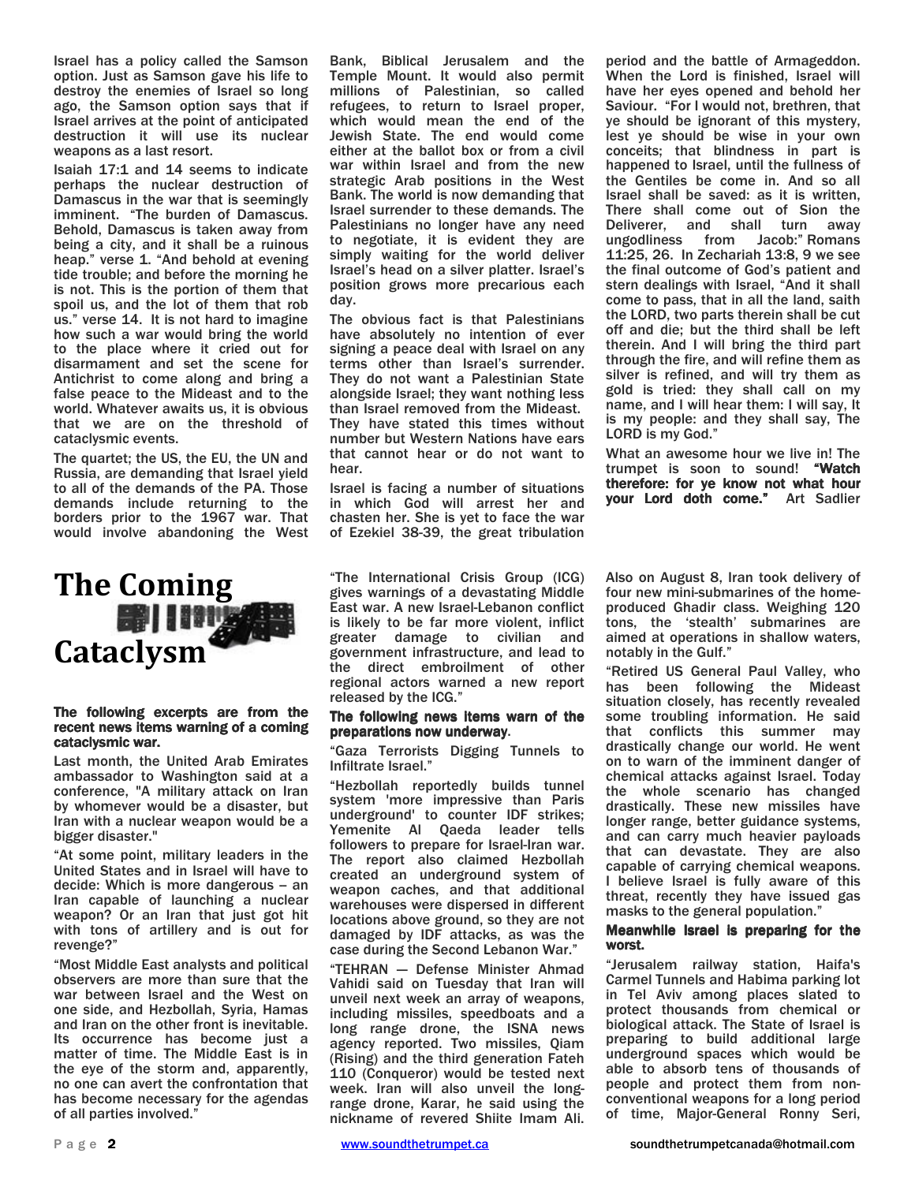Israel has a policy called the Samson option. Just as Samson gave his life to destroy the enemies of Israel so long ago, the Samson option says that if Israel arrives at the point of anticipated destruction it will use its nuclear weapons as a last resort.

Isaiah 17:1 and 14 seems to indicate perhaps the nuclear destruction of Damascus in the war that is seemingly imminent. "The burden of Damascus. Behold, Damascus is taken away from being a city, and it shall be a ruinous heap." verse 1. "And behold at evening tide trouble; and before the morning he is not. This is the portion of them that spoil us, and the lot of them that rob us." verse 14. It is not hard to imagine how such a war would bring the world to the place where it cried out for disarmament and set the scene for Antichrist to come along and bring a false peace to the Mideast and to the world. Whatever awaits us, it is obvious that we are on the threshold of cataclysmic events.

The quartet; the US, the EU, the UN and Russia, are demanding that Israel yield to all of the demands of the PA. Those demands include returning to the borders prior to the 1967 war. That would involve abandoning the West Bank, Biblical Jerusalem and the Temple Mount. It would also permit millions of Palestinian, so called refugees, to return to Israel proper, which would mean the end of the Jewish State. The end would come either at the ballot box or from a civil war within Israel and from the new strategic Arab positions in the West Bank. The world is now demanding that Israel surrender to these demands. The Palestinians no longer have any need to negotiate, it is evident they are simply waiting for the world deliver Israel's head on a silver platter. Israel's position grows more precarious each day.

The obvious fact is that Palestinians have absolutely no intention of ever signing a peace deal with Israel on any terms other than Israel's surrender. They do not want a Palestinian State alongside Israel; they want nothing less than Israel removed from the Mideast. They have stated this times without number but Western Nations have ears that cannot hear or do not want to hear.

Israel is facing a number of situations in which God will arrest her and chasten her. She is yet to face the war of Ezekiel 38-39, the great tribulation period and the battle of Armageddon. When the Lord is finished, Israel will have her eyes opened and behold her Saviour. "For I would not, brethren, that ye should be ignorant of this mystery, lest ye should be wise in your own conceits; that blindness in part is happened to Israel, until the fullness of the Gentiles be come in. And so all Israel shall be saved: as it is written, There shall come out of Sion the Deliverer, and shall turn away ungodliness from Jacob:" Romans 11:25, 26. In Zechariah 13:8, 9 we see the final outcome of God's patient and stern dealings with Israel, "And it shall come to pass, that in all the land, saith the LORD, two parts therein shall be cut off and die; but the third shall be left therein. And I will bring the third part through the fire, and will refine them as silver is refined, and will try them as gold is tried: they shall call on my name, and I will hear them: I will say, It is my people: and they shall say, The LORD is my God."

What an awesome hour we live in! The trumpet is soon to sound! **"Watch therefore: for ye know not what hour your Lord doth come."** Art Sadlier

# The Coming Cataclysm

**The following excerpts are from the recent news items warning of a coming cataclysmic war.**

Last month, the United Arab Emirates ambassador to Washington said at a conference, "A military attack on Iran by whomever would be a disaster, but Iran with a nuclear weapon would be a bigger disaster."

"At some point, military leaders in the United States and in Israel will have to decide: Which is more dangerous – an Iran capable of launching a nuclear weapon? Or an Iran that just got hit with tons of artillery and is out for revenge?"

"Most Middle East analysts and political observers are more than sure that the war between Israel and the West on one side, and Hezbollah, Syria, Hamas and Iran on the other front is inevitable. Its occurrence has become just a matter of time. The Middle East is in the eye of the storm and, apparently, no one can avert the confrontation that has become necessary for the agendas of all parties involved."

"The International Crisis Group (ICG) gives warnings of a devastating Middle East war. A new Israel-Lebanon conflict is likely to be far more violent, inflict greater damage to civilian and government infrastructure, and lead to the direct embroilment of other regional actors warned a new report released by the ICG."

**The following news items warn of the preparations now underway.**

"Gaza Terrorists Digging Tunnels to Infiltrate Israel."

"Hezbollah reportedly builds tunnel system 'more impressive than Paris underground' to counter IDF strikes; Yemenite Al Qaeda leader tells followers to prepare for Israel-Iran war. The report also claimed Hezbollah created an underground system of weapon caches, and that additional warehouses were dispersed in different locations above ground, so they are not damaged by IDF attacks, as was the case during the Second Lebanon War."

"TEHRAN — Defense Minister Ahmad Vahidi said on Tuesday that Iran will unveil next week an array of weapons, including missiles, speedboats and a long range drone, the ISNA news agency reported. Two missiles, Qiam (Rising) and the third generation Fateh 110 (Conqueror) would be tested next week. Iran will also unveil the long-range drone, Karar, he said using the nickname of revered Shiite Imam Ali. Also on August 8, Iran took delivery of four new mini-submarines of the home-produced Ghadir class. Weighing 120 tons, the 'stealth' submarines are aimed at operations in shallow waters, notably in the Gulf."

"Retired US General Paul Valley, who has been following the Mideast situation closely, has recently revealed some troubling information. He said that conflicts this summer may drastically change our world. He went on to warn of the imminent danger of chemical attacks against Israel. Today the whole scenario has changed drastically. These new missiles have longer range, better guidance systems, and can carry much heavier payloads that can devastate. They are also capable of carrying chemical weapons. I believe Israel is fully aware of this threat, recently they have issued gas masks to the general population."

**Meanwhile Israel is preparing for the worst.**

"Jerusalem railway station, Haifa's Carmel Tunnels and Habima parking lot in Tel Aviv among places slated to protect thousands from chemical or biological attack. The State of Israel is preparing to build additional large underground spaces which would be able to absorb tens of thousands of people and protect them from non-conventional weapons for a long period of time, Major-General Ronny Seri,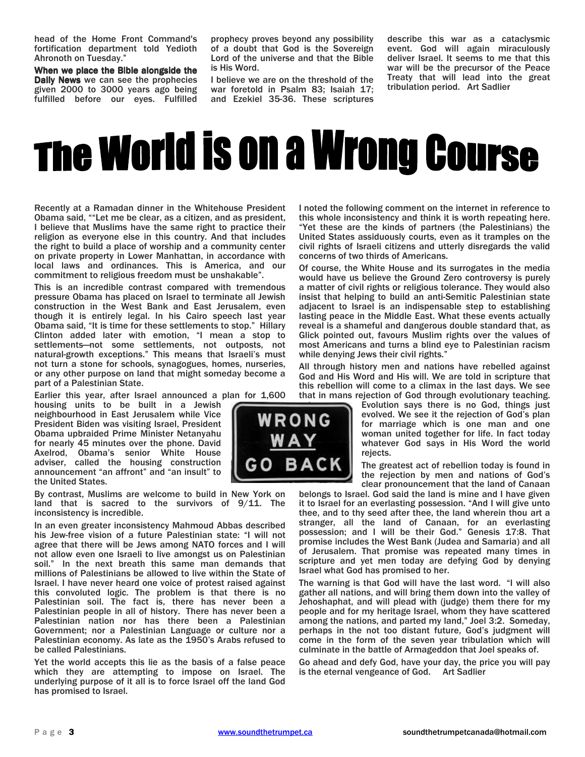head of the Home Front Command's fortification department told Yedioth Ahronoth on Tuesday."

**When we place the Bible alongside the Daily News** we can see the prophecies given 2000 to 3000 years ago being fulfilled before our eyes. Fulfilled prophecy proves beyond any possibility of a doubt that God is the Sovereign Lord of the universe and that the Bible is His Word.

I believe we are on the threshold of the war foretold in Psalm 83; Isaiah 17; and Ezekiel 35-36. These scriptures describe this war as a cataclysmic event. God will again miraculously deliver Israel. It seems to me that this war will be the precursor of the Peace Treaty that will lead into the great tribulation period. Art Sadlier

# The World is on a Wrong Course

Recently at a Ramadan dinner in the Whitehouse President Obama said, ""Let me be clear, as a citizen, and as president, I believe that Muslims have the same right to practice their religion as everyone else in this country. And that includes the right to build a place of worship and a community center on private property in Lower Manhattan, in accordance with local laws and ordinances. This is America, and our commitment to religious freedom must be unshakable".

This is an incredible contrast compared with tremendous pressure Obama has placed on Israel to terminate all Jewish construction in the West Bank and East Jerusalem, even though it is entirely legal. In his Cairo speech last year Obama said, "It is time for these settlements to stop." Hillary Clinton added later with emotion, "I mean a stop to settlements—not some settlements, not outposts, not natural-growth exceptions." This means that Israeli's must not turn a stone for schools, synagogues, homes, nurseries, or any other purpose on land that might someday become a part of a Palestinian State.

Earlier this year, after Israel announced a plan for 1,600 housing units to be built in a Jewish neighbourhood in East Jerusalem while Vice President Biden was visiting Israel, President Obama upbraided Prime Minister Netanyahu for nearly 45 minutes over the phone. David Axelrod, Obama's senior White House adviser, called the housing construction announcement "an affront" and "an insult" to the United States.

By contrast, Muslims are welcome to build in New York on land that is sacred to the survivors of 9/11. The inconsistency is incredible.

In an even greater inconsistency Mahmoud Abbas described his Jew-free vision of a future Palestinian state: "I will not agree that there will be Jews among NATO forces and I will not allow even one Israeli to live amongst us on Palestinian soil." In the next breath this same man demands that millions of Palestinians be allowed to live within the State of Israel. I have never heard one voice of protest raised against this convoluted logic. The problem is that there is no Palestinian soil. The fact is, there has never been a Palestinian people in all of history. There has never been a Palestinian nation nor has there been a Palestinian Government; nor a Palestinian Language or culture nor a Palestinian economy. As late as the 1950's Arabs refused to be called Palestinians.

Yet the world accepts this lie as the basis of a false peace which they are attempting to impose on Israel. The underlying purpose of it all is to force Israel off the land God has promised to Israel.

I noted the following comment on the internet in reference to this whole inconsistency and think it is worth repeating here. "Yet these are the kinds of partners (the Palestinians) the United States assiduously courts, even as it tramples on the civil rights of Israeli citizens and utterly disregards the valid concerns of two thirds of Americans.

Of course, the White House and its surrogates in the media would have us believe the Ground Zero controversy is purely a matter of civil rights or religious tolerance. They would also insist that helping to build an anti-Semitic Palestinian state adjacent to Israel is an indispensable step to establishing lasting peace in the Middle East. What these events actually reveal is a shameful and dangerous double standard that, as Glick pointed out, favours Muslim rights over the values of most Americans and turns a blind eye to Palestinian racism while denying Jews their civil rights."

All through history men and nations have rebelled against God and His Word and His will. We are told in scripture that this rebellion will come to a climax in the last days. We see that in mans rejection of God through evolutionary teaching. Evolution says there is no God, things just evolved. We see it the rejection of God's plan for marriage which is one man and one woman united together for life. In fact today whatever God says in His Word the world rejects.

The greatest act of rebellion today is found in the rejection by men and nations of God's clear pronouncement that the land of Canaan belongs to Israel. God said the land is mine and I have given it to Israel for an everlasting possession. "And I will give unto thee, and to thy seed after thee, the land wherein thou art a stranger, all the land of Canaan, for an everlasting possession; and I will be their God." Genesis 17:8. That promise includes the West Bank (Judea and Samaria) and all of Jerusalem. That promise was repeated many times in scripture and yet men today are defying God by denying Israel what God has promised to her.

The warning is that God will have the last word. "I will also gather all nations, and will bring them down into the valley of Jehoshaphat, and will plead with (judge) them there for my people and for my heritage Israel, whom they have scattered among the nations, and parted my land," Joel 3:2. Someday, perhaps in the not too distant future, God's judgment will come in the form of the seven year tribulation which will culminate in the battle of Armageddon that Joel speaks of.

Go ahead and defy God, have your day, the price you will pay is the eternal vengeance of God. Art Sadlier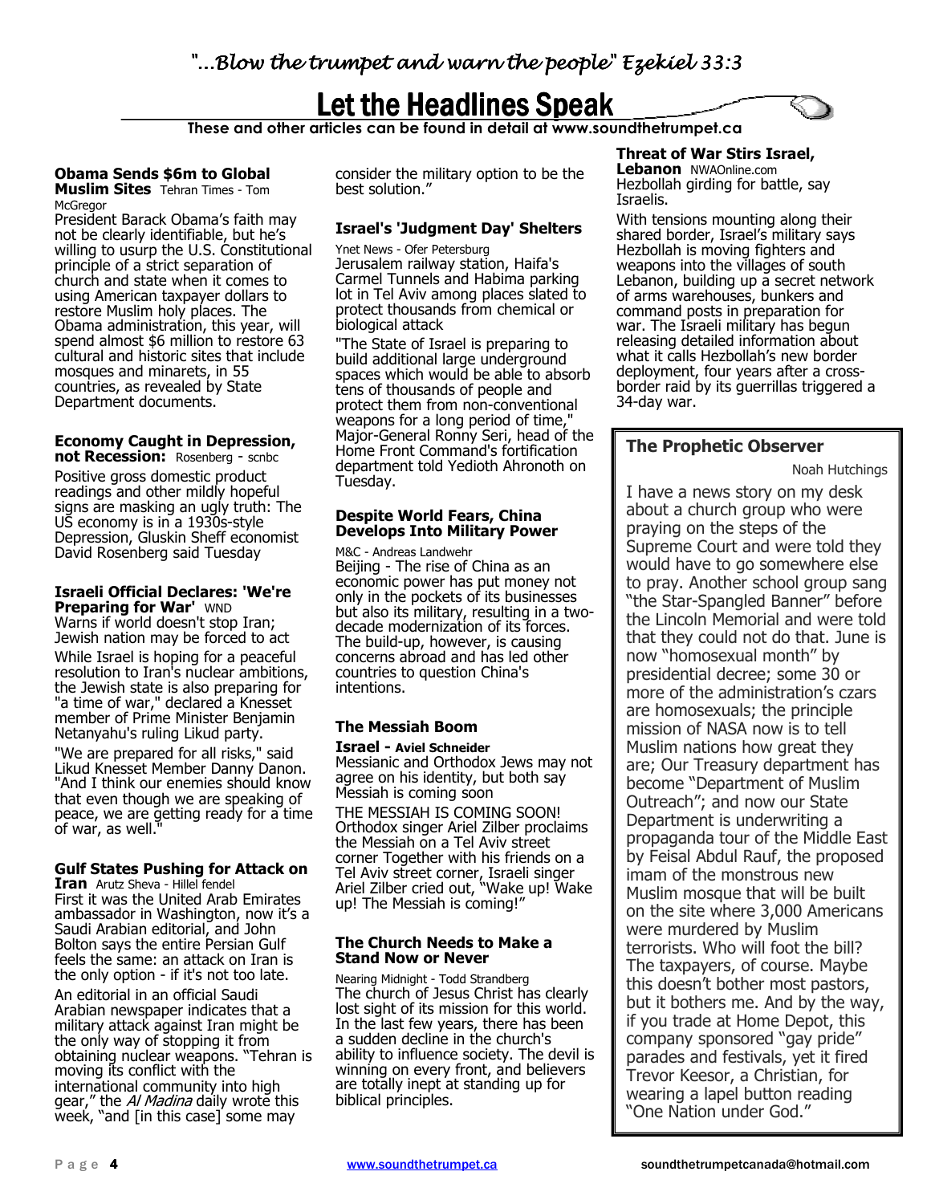*"...Blow the trumpet and warn the people" Ezekiel 33:3*

# Let the Headlines Speak

**These and other articles can be found in detail at www.soundthetrumpet.ca**

### Obama Sends $6m to Global Muslim Sites

Tehran Times - Tom McGregor

President Barack Obama's faith may not be clearly identifiable, but he's willing to usurp the U.S. Constitutional principle of a strict separation of church and state when it comes to using American taxpayer dollars to restore Muslim holy places. The Obama administration, this year, will spend almost $6 million to restore 63 cultural and historic sites that include mosques and minarets, in 55 countries, as revealed by State Department documents.

### Economy Caught in Depression, not Recession:

Rosenberg - scnbc

Positive gross domestic product readings and other mildly hopeful signs are masking an ugly truth: The US economy is in a 1930s-style Depression, Gluskin Sheff economist David Rosenberg said Tuesday

### Israeli Official Declares: 'We're Preparing for War'

WND

Warns if world doesn't stop Iran; Jewish nation may be forced to act

While Israel is hoping for a peaceful resolution to Iran's nuclear ambitions, the Jewish state is also preparing for "a time of war," declared a Knesset member of Prime Minister Benjamin Netanyahu's ruling Likud party.

"We are prepared for all risks," said Likud Knesset Member Danny Danon. "And I think our enemies should know that even though we are speaking of peace, we are getting ready for a time of war, as well."

### Gulf States Pushing for Attack on Iran

Arutz Sheva - Hillel fendel

First it was the United Arab Emirates ambassador in Washington, now it's a Saudi Arabian editorial, and John Bolton says the entire Persian Gulf feels the same: an attack on Iran is the only option - if it's not too late.

An editorial in an official Saudi Arabian newspaper indicates that a military attack against Iran might be the only way of stopping it from obtaining nuclear weapons. "Tehran is moving its conflict with the international community into high gear," the *Al Madina* daily wrote this week, "and [in this case] some may consider the military option to be the best solution."

### Israel's 'Judgment Day' Shelters

Ynet News - Ofer Petersburg

Jerusalem railway station, Haifa's Carmel Tunnels and Habima parking lot in Tel Aviv among places slated to protect thousands from chemical or biological attack

"The State of Israel is preparing to build additional large underground spaces which would be able to absorb tens of thousands of people and protect them from non-conventional weapons for a long period of time," Major-General Ronny Seri, head of the Home Front Command's fortification department told Yedioth Ahronoth on Tuesday.

### Despite World Fears, China Develops Into Military Power

M&C - Andreas Landwehr

Beijing - The rise of China as an economic power has put money not only in the pockets of its businesses but also its military, resulting in a two-decade modernization of its forces. The build-up, however, is causing concerns abroad and has led other countries to question China's intentions.

### The Messiah Boom

**Israel - Aviel Schneider**

Messianic and Orthodox Jews may not agree on his identity, but both say Messiah is coming soon

THE MESSIAH IS COMING SOON! Orthodox singer Ariel Zilber proclaims the Messiah on a Tel Aviv street corner Together with his friends on a Tel Aviv street corner, Israeli singer Ariel Zilber cried out, "Wake up! Wake up! The Messiah is coming!"

### The Church Needs to Make a Stand Now or Never

Nearing Midnight - Todd Strandberg

The church of Jesus Christ has clearly lost sight of its mission for this world. In the last few years, there has been a sudden decline in the church's ability to influence society. The devil is winning on every front, and believers are totally inept at standing up for biblical principles.

### Threat of War Stirs Israel, Lebanon

NWAOnline.com

Hezbollah girding for battle, say Israelis.

With tensions mounting along their shared border, Israel's military says Hezbollah is moving fighters and weapons into the villages of south Lebanon, building up a secret network of arms warehouses, bunkers and command posts in preparation for war. The Israeli military has begun releasing detailed information about what it calls Hezbollah's new border deployment, four years after a cross-border raid by its guerrillas triggered a 34-day war.

### The Prophetic Observer

Noah Hutchings

I have a news story on my desk about a church group who were praying on the steps of the Supreme Court and were told they would have to go somewhere else to pray. Another school group sang "the Star-Spangled Banner" before the Lincoln Memorial and were told that they could not do that. June is now "homosexual month" by presidential decree; some 30 or more of the administration's czars are homosexuals; the principle mission of NASA now is to tell Muslim nations how great they are; Our Treasury department has become "Department of Muslim Outreach"; and now our State Department is underwriting a propaganda tour of the Middle East by Feisal Abdul Rauf, the proposed imam of the monstrous new Muslim mosque that will be built on the site where 3,000 Americans were murdered by Muslim terrorists. Who will foot the bill? The taxpayers, of course. Maybe this doesn't bother most pastors, but it bothers me. And by the way, if you trade at Home Depot, this company sponsored "gay pride" parades and festivals, yet it fired Trevor Keesor, a Christian, for wearing a lapel button reading "One Nation under God."

www.soundthetrumpet.ca soundthetrumpetcanada@hotmail.com